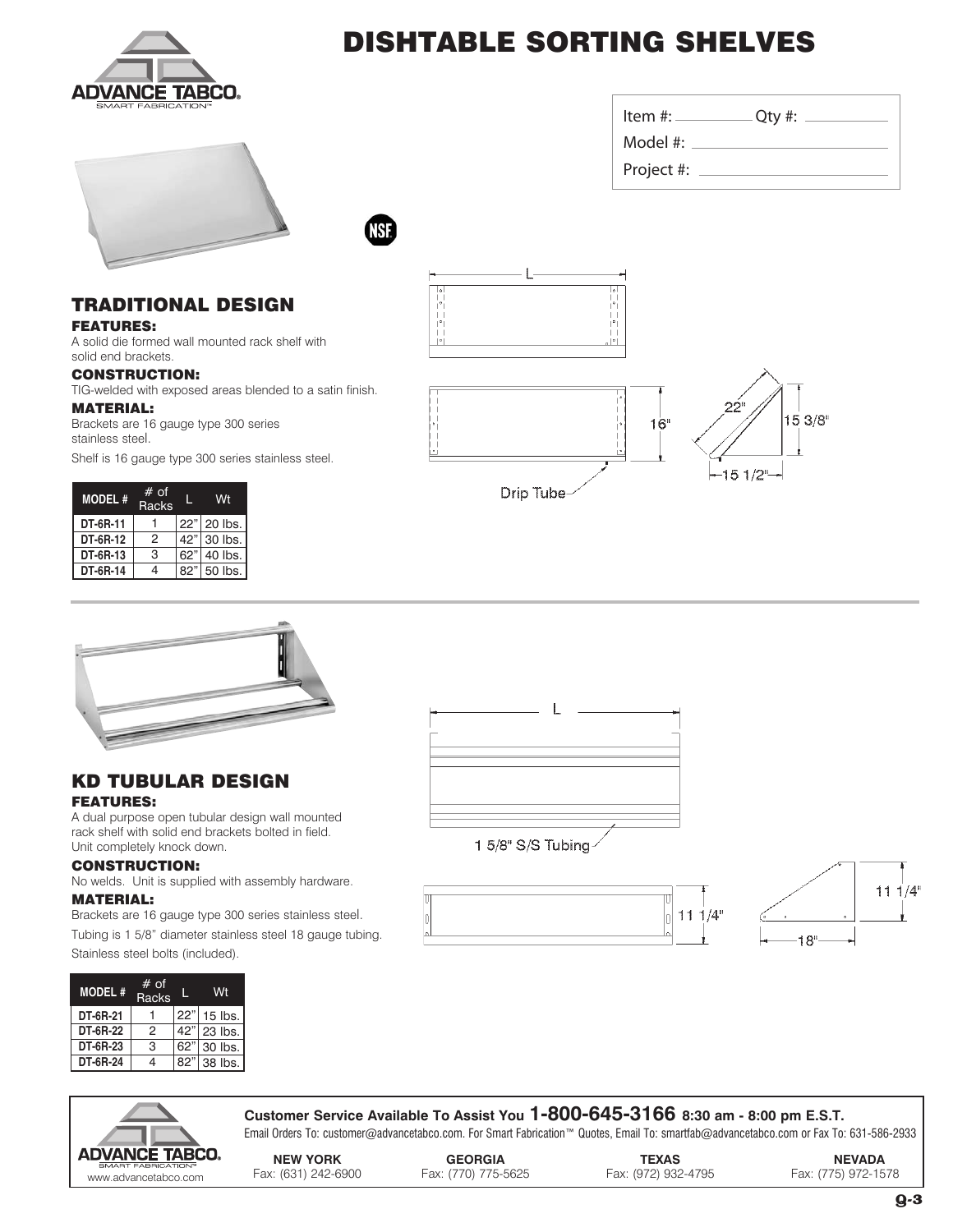# DISHTABLE SORTING SHELVES

Item #: ____________ Qty #: ____________

Model #: ____________

Project #: ____________

## TRADITIONAL DESIGN

### FEATURES:

A solid die formed wall mounted rack shelf with solid end brackets.

### CONSTRUCTION:

TIG-welded with exposed areas blended to a satin finish.

### MATERIAL:

Brackets are 16 gauge type 300 series stainless steel.

Shelf is 16 gauge type 300 series stainless steel.

| MODEL # | # of Racks | L | Wt |
|---|---|---|---|
| DT-6R-11 | 1 | 22" | 20 lbs. |
| DT-6R-12 | 2 | 42" | 30 lbs. |
| DT-6R-13 | 3 | 62" | 40 lbs. |
| DT-6R-14 | 4 | 82" | 50 lbs. |

L

16"

22"

15 3/8"

15 1/2"

Drip Tube

## KD TUBULAR DESIGN

### FEATURES:

A dual purpose open tubular design wall mounted rack shelf with solid end brackets bolted in field. Unit completely knock down.

### CONSTRUCTION:

No welds. Unit is supplied with assembly hardware.

### MATERIAL:

Brackets are 16 gauge type 300 series stainless steel.

Tubing is 1 5/8" diameter stainless steel 18 gauge tubing.

Stainless steel bolts (included).

| MODEL # | # of Racks | L | Wt |
|---|---|---|---|
| DT-6R-21 | 1 | 22" | 15 lbs. |
| DT-6R-22 | 2 | 42" | 23 lbs. |
| DT-6R-23 | 3 | 62" | 30 lbs. |
| DT-6R-24 | 4 | 82" | 38 lbs. |

L

1 5/8" S/S Tubing

11 1/4"

11 1/4"

18"

**Customer Service Available To Assist You 1-800-645-3166 8:30 am - 8:00 pm E.S.T.**

Email Orders To: customer@advancetabco.com. For Smart Fabrication™ Quotes, Email To: smartfab@advancetabco.com or Fax To: 631-586-2933

www.advancetabco.com

| NEW YORK | GEORGIA | TEXAS | NEVADA |
|---|---|---|---|
| Fax: (631) 242-6900 | Fax: (770) 775-5625 | Fax: (972) 932-4795 | Fax: (775) 972-1578 |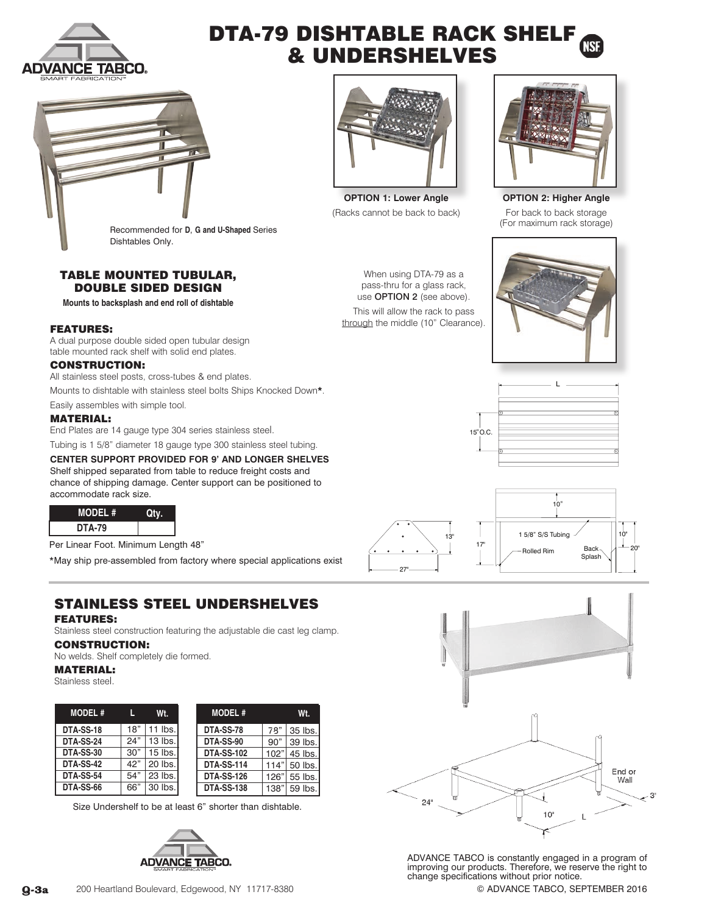# DTA-79 DISHTABLE RACK SHELF & UNDERSHELVES

**OPTION 1: Lower Angle**
(Racks cannot be back to back)

**OPTION 2: Higher Angle**
For back to back storage
(For maximum rack storage)

Recommended for **D**, **G and U-Shaped** Series Dishtables Only.

When using DTA-79 as a pass-thru for a glass rack, use **OPTION 2** (see above).

This will allow the rack to pass through the middle (10" Clearance).

### TABLE MOUNTED TUBULAR, DOUBLE SIDED DESIGN

**Mounts to backsplash and end roll of dishtable**

#### FEATURES:

A dual purpose double sided open tubular design table mounted rack shelf with solid end plates.

#### CONSTRUCTION:

All stainless steel posts, cross-tubes & end plates.

Mounts to dishtable with stainless steel bolts Ships Knocked Down**\***.

Easily assembles with simple tool.

#### MATERIAL:

End Plates are 14 gauge type 304 series stainless steel.

Tubing is 1 5/8" diameter 18 gauge type 300 stainless steel tubing.

**CENTER SUPPORT PROVIDED FOR 9' AND LONGER SHELVES**

Shelf shipped separated from table to reduce freight costs and chance of shipping damage. Center support can be positioned to accommodate rack size.

| MODEL # | Qty. |
|---|---|
| DTA-79 | |

Per Linear Foot. Minimum Length 48"

*May ship pre-assembled from factory where special applications exist

L

15" O.C.

13"

27"

10"

1 5/8" S/S Tubing

17"

Rolled Rim

Back Splash

10"

20"

## STAINLESS STEEL UNDERSHELVES

#### FEATURES:

Stainless steel construction featuring the adjustable die cast leg clamp.

#### CONSTRUCTION:

No welds. Shelf completely die formed.

#### MATERIAL:

Stainless steel.

| MODEL # | L | Wt. |
|---|---|---|
| DTA-SS-18 | 18" | 11 lbs. |
| DTA-SS-24 | 24" | 13 lbs. |
| DTA-SS-30 | 30" | 15 lbs. |
| DTA-SS-42 | 42" | 20 lbs. |
| DTA-SS-54 | 54" | 23 lbs. |
| DTA-SS-66 | 66" | 30 lbs. |

| MODEL # | | Wt. |
|---|---|---|
| DTA-SS-78 | 78" | 35 lbs. |
| DTA-SS-90 | 90" | 39 lbs. |
| DTA-SS-102 | 102" | 45 lbs. |
| DTA-SS-114 | 114" | 50 lbs. |
| DTA-SS-126 | 126" | 55 lbs. |
| DTA-SS-138 | 138" | 59 lbs. |

Size Undershelf to be at least 6" shorter than dishtable.

24"

10"

L

End or Wall

3"

ADVANCE TABCO is constantly engaged in a program of improving our products. Therefore, we reserve the right to change specifications without prior notice.

200 Heartland Boulevard, Edgewood, NY 11717-8380

© ADVANCE TABCO, SEPTEMBER 2016